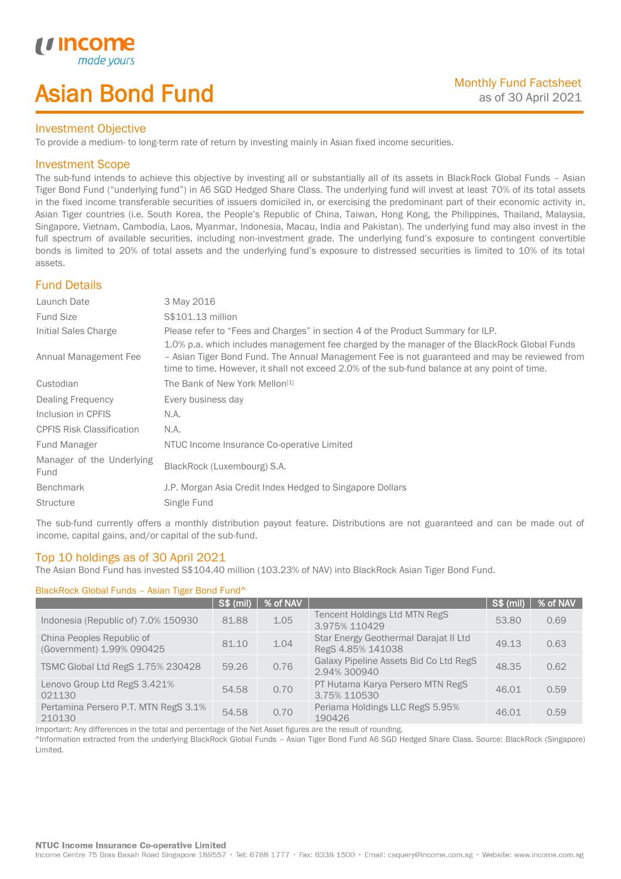# Asian Bond Fund

Monthly Fund Factsheet
as of 30 April 2021

## Investment Objective

To provide a medium- to long-term rate of return by investing mainly in Asian fixed income securities.

## Investment Scope

The sub-fund intends to achieve this objective by investing all or substantially all of its assets in BlackRock Global Funds – Asian Tiger Bond Fund ("underlying fund") in A6 SGD Hedged Share Class. The underlying fund will invest at least 70% of its total assets in the fixed income transferable securities of issuers domiciled in, or exercising the predominant part of their economic activity in, Asian Tiger countries (i.e. South Korea, the People's Republic of China, Taiwan, Hong Kong, the Philippines, Thailand, Malaysia, Singapore, Vietnam, Cambodia, Laos, Myanmar, Indonesia, Macau, India and Pakistan). The underlying fund may also invest in the full spectrum of available securities, including non-investment grade. The underlying fund's exposure to contingent convertible bonds is limited to 20% of total assets and the underlying fund's exposure to distressed securities is limited to 10% of its total assets.

## Fund Details

| | |
|---|---|
| Launch Date | 3 May 2016 |
| Fund Size | S$101.13 million |
| Initial Sales Charge | Please refer to "Fees and Charges" in section 4 of the Product Summary for ILP. |
| Annual Management Fee | 1.0% p.a. which includes management fee charged by the manager of the BlackRock Global Funds – Asian Tiger Bond Fund. The Annual Management Fee is not guaranteed and may be reviewed from time to time. However, it shall not exceed 2.0% of the sub-fund balance at any point of time. |
| Custodian | The Bank of New York Mellon[1] |
| Dealing Frequency | Every business day |
| Inclusion in CPFIS | N.A. |
| CPFIS Risk Classification | N.A. |
| Fund Manager | NTUC Income Insurance Co-operative Limited |
| Manager of the Underlying Fund | BlackRock (Luxembourg) S.A. |
| Benchmark | J.P. Morgan Asia Credit Index Hedged to Singapore Dollars |
| Structure | Single Fund |

The sub-fund currently offers a monthly distribution payout feature. Distributions are not guaranteed and can be made out of income, capital gains, and/or capital of the sub-fund.

## Top 10 holdings as of 30 April 2021

The Asian Bond Fund has invested S$104.40 million (103.23% of NAV) into BlackRock Asian Tiger Bond Fund.

BlackRock Global Funds – Asian Tiger Bond Fund^

| | S$ (mil) | % of NAV | | S$ (mil) | % of NAV |
|---|---|---|---|---|---|
| Indonesia (Republic of) 7.0% 150930 | 81.88 | 1.05 | Tencent Holdings Ltd MTN RegS 3.975% 110429 | 53.80 | 0.69 |
| China Peoples Republic of (Government) 1.99% 090425 | 81.10 | 1.04 | Star Energy Geothermal Darajat II Ltd RegS 4.85% 141038 | 49.13 | 0.63 |
| TSMC Global Ltd RegS 1.75% 230428 | 59.26 | 0.76 | Galaxy Pipeline Assets Bid Co Ltd RegS 2.94% 300940 | 48.35 | 0.62 |
| Lenovo Group Ltd RegS 3.421% 021130 | 54.58 | 0.70 | PT Hutama Karya Persero MTN RegS 3.75% 110530 | 46.01 | 0.59 |
| Pertamina Persero P.T. MTN RegS 3.1% 210130 | 54.58 | 0.70 | Periama Holdings LLC RegS 5.95% 190426 | 46.01 | 0.59 |

Important: Any differences in the total and percentage of the Net Asset figures are the result of rounding.

^Information extracted from the underlying BlackRock Global Funds – Asian Tiger Bond Fund A6 SGD Hedged Share Class. Source: BlackRock (Singapore) Limited.

**NTUC Income Insurance Co-operative Limited**
Income Centre 75 Bras Basah Road Singapore 189557 • Tel: 6788 1777 • Fax: 6338 1500 • Email: csquery@income.com.sg • Website: www.income.com.sg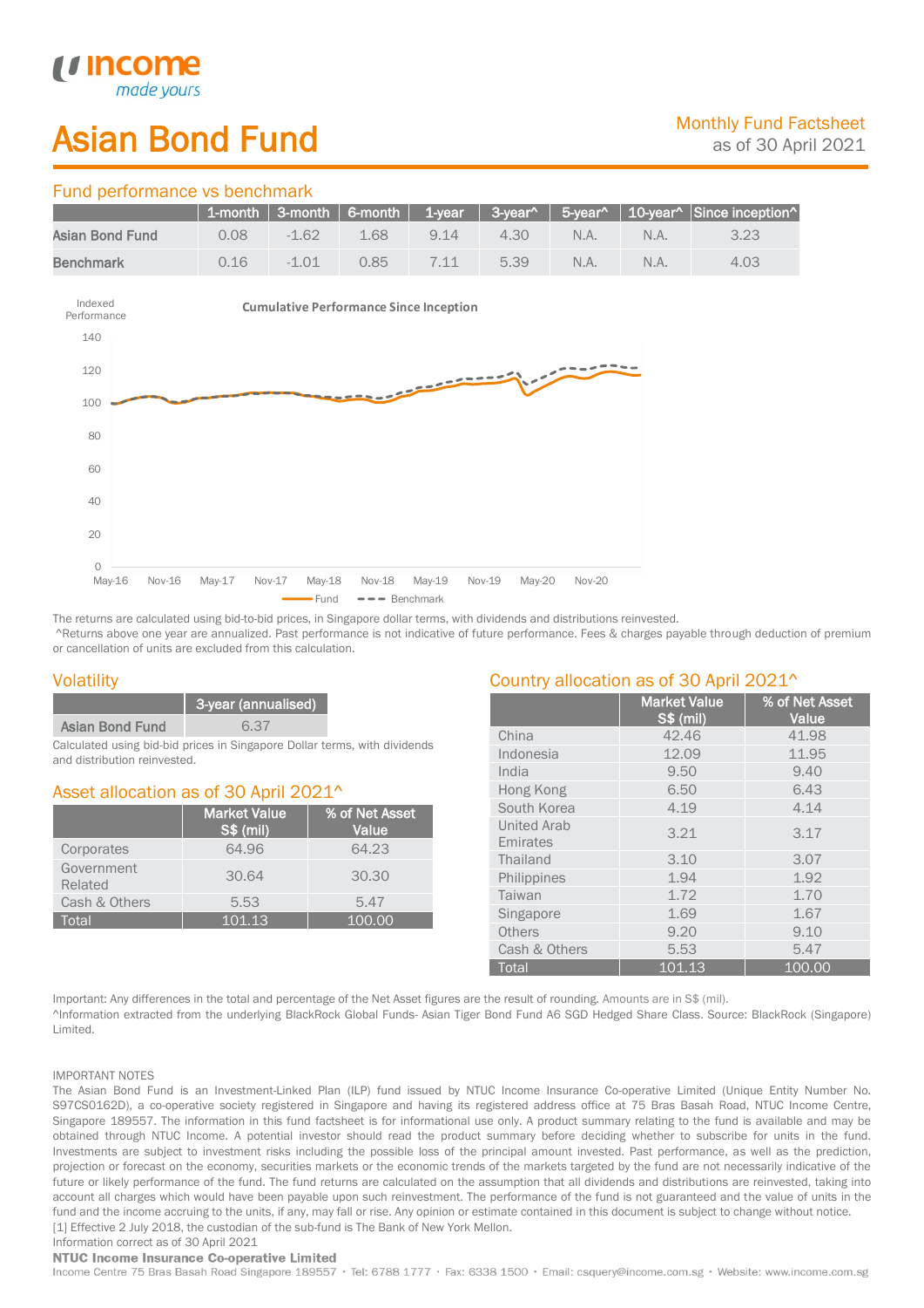# Asian Bond Fund

Monthly Fund Factsheet
as of 30 April 2021

## Fund performance vs benchmark

| | 1-month | 3-month | 6-month | 1-year | 3-year^ | 5-year^ | 10-year^ | Since inception^ |
|---|---|---|---|---|---|---|---|---|
| Asian Bond Fund | 0.08 | -1.62 | 1.68 | 9.14 | 4.30 | N.A. | N.A. | 3.23 |
| Benchmark | 0.16 | -1.01 | 0.85 | 7.11 | 5.39 | N.A. | N.A. | 4.03 |

Cumulative Performance Since Inception

Indexed Performance

140
120
100
80
60
40
20
0

May-16 Nov-16 May-17 Nov-17 May-18 Nov-18 May-19 Nov-19 May-20 Nov-20

Fund — Benchmark

The returns are calculated using bid-to-bid prices, in Singapore dollar terms, with dividends and distributions reinvested.
^Returns above one year are annualized. Past performance is not indicative of future performance. Fees & charges payable through deduction of premium or cancellation of units are excluded from this calculation.

## Volatility

| | 3-year (annualised) |
|---|---|
| Asian Bond Fund | 6.37 |

Calculated using bid-bid prices in Singapore Dollar terms, with dividends and distribution reinvested.

## Asset allocation as of 30 April 2021^

| | Market Value S$ (mil) | % of Net Asset Value |
|---|---|---|
| Corporates | 64.96 | 64.23 |
| Government Related | 30.64 | 30.30 |
| Cash & Others | 5.53 | 5.47 |
| Total | 101.13 | 100.00 |

## Country allocation as of 30 April 2021^

| | Market Value S$ (mil) | % of Net Asset Value |
|---|---|---|
| China | 42.46 | 41.98 |
| Indonesia | 12.09 | 11.95 |
| India | 9.50 | 9.40 |
| Hong Kong | 6.50 | 6.43 |
| South Korea | 4.19 | 4.14 |
| United Arab Emirates | 3.21 | 3.17 |
| Thailand | 3.10 | 3.07 |
| Philippines | 1.94 | 1.92 |
| Taiwan | 1.72 | 1.70 |
| Singapore | 1.69 | 1.67 |
| Others | 9.20 | 9.10 |
| Cash & Others | 5.53 | 5.47 |
| Total | 101.13 | 100.00 |

Important: Any differences in the total and percentage of the Net Asset figures are the result of rounding. Amounts are in S$ (mil).
^Information extracted from the underlying BlackRock Global Funds- Asian Tiger Bond Fund A6 SGD Hedged Share Class. Source: BlackRock (Singapore) Limited.

IMPORTANT NOTES

The Asian Bond Fund is an Investment-Linked Plan (ILP) fund issued by NTUC Income Insurance Co-operative Limited (Unique Entity Number No. S97CS0162D), a co-operative society registered in Singapore and having its registered address office at 75 Bras Basah Road, NTUC Income Centre, Singapore 189557. The information in this fund factsheet is for informational use only. A product summary relating to the fund is available and may be obtained through NTUC Income. A potential investor should read the product summary before deciding whether to subscribe for units in the fund. Investments are subject to investment risks including the possible loss of the principal amount invested. Past performance, as well as the prediction, projection or forecast on the economy, securities markets or the economic trends of the markets targeted by the fund are not necessarily indicative of the future or likely performance of the fund. The fund returns are calculated on the assumption that all dividends and distributions are reinvested, taking into account all charges which would have been payable upon such reinvestment. The performance of the fund is not guaranteed and the value of units in the fund and the income accruing to the units, if any, may fall or rise. Any opinion or estimate contained in this document is subject to change without notice.
[1] Effective 2 July 2018, the custodian of the sub-fund is The Bank of New York Mellon.
Information correct as of 30 April 2021

**NTUC Income Insurance Co-operative Limited**
Income Centre 75 Bras Basah Road Singapore 189557 · Tel: 6788 1777 · Fax: 6338 1500 · Email: csquery@income.com.sg · Website: www.income.com.sg